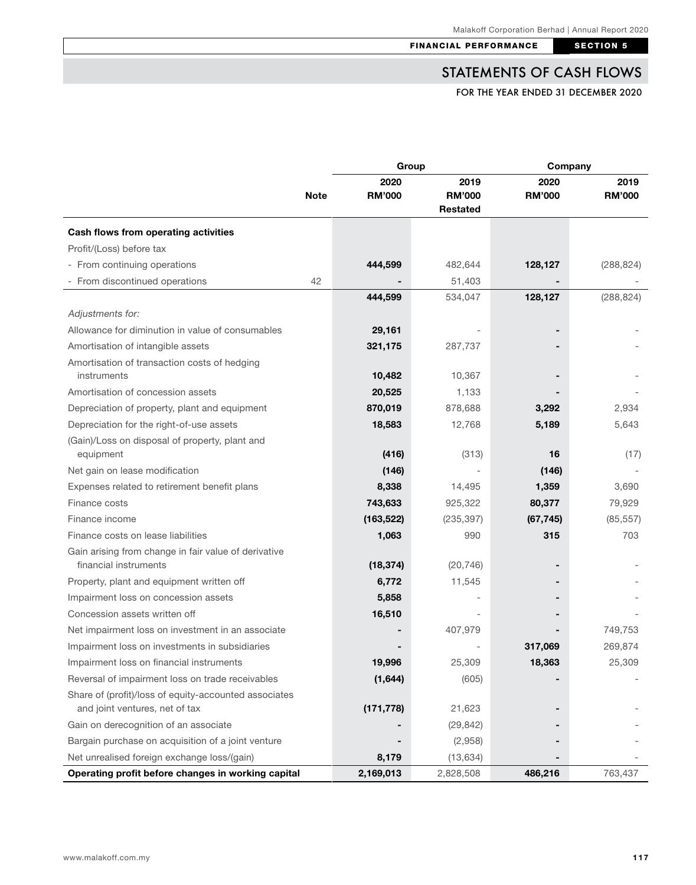## STATEMENTS OF CASH FLOWS

FOR THE YEAR ENDED 31 DECEMBER 2020

| | Note | Group 2020 RM'000 | Group 2019 RM'000 Restated | Company 2020 RM'000 | Company 2019 RM'000 |
|---|---|---|---|---|---|
| **Cash flows from operating activities** | | | | | |
| Profit/(Loss) before tax | | | | | |
| - From continuing operations | | **444,599** | 482,644 | **128,127** | (288,824) |
| - From discontinued operations | 42 | **-** | 51,403 | **-** | - |
| | | **444,599** | 534,047 | **128,127** | (288,824) |
| *Adjustments for:* | | | | | |
| Allowance for diminution in value of consumables | | **29,161** | - | **-** | - |
| Amortisation of intangible assets | | **321,175** | 287,737 | **-** | - |
| Amortisation of transaction costs of hedging instruments | | **10,482** | 10,367 | **-** | - |
| Amortisation of concession assets | | **20,525** | 1,133 | **-** | - |
| Depreciation of property, plant and equipment | | **870,019** | 878,688 | **3,292** | 2,934 |
| Depreciation for the right-of-use assets | | **18,583** | 12,768 | **5,189** | 5,643 |
| (Gain)/Loss on disposal of property, plant and equipment | | **(416)** | (313) | **16** | (17) |
| Net gain on lease modification | | **(146)** | - | **(146)** | - |
| Expenses related to retirement benefit plans | | **8,338** | 14,495 | **1,359** | 3,690 |
| Finance costs | | **743,633** | 925,322 | **80,377** | 79,929 |
| Finance income | | **(163,522)** | (235,397) | **(67,745)** | (85,557) |
| Finance costs on lease liabilities | | **1,063** | 990 | **315** | 703 |
| Gain arising from change in fair value of derivative financial instruments | | **(18,374)** | (20,746) | **-** | - |
| Property, plant and equipment written off | | **6,772** | 11,545 | **-** | - |
| Impairment loss on concession assets | | **5,858** | - | **-** | - |
| Concession assets written off | | **16,510** | - | **-** | - |
| Net impairment loss on investment in an associate | | **-** | 407,979 | **-** | 749,753 |
| Impairment loss on investments in subsidiaries | | **-** | - | **317,069** | 269,874 |
| Impairment loss on financial instruments | | **19,996** | 25,309 | **18,363** | 25,309 |
| Reversal of impairment loss on trade receivables | | **(1,644)** | (605) | **-** | - |
| Share of (profit)/loss of equity-accounted associates and joint ventures, net of tax | | **(171,778)** | 21,623 | **-** | - |
| Gain on derecognition of an associate | | **-** | (29,842) | **-** | - |
| Bargain purchase on acquisition of a joint venture | | **-** | (2,958) | **-** | - |
| Net unrealised foreign exchange loss/(gain) | | **8,179** | (13,634) | **-** | - |
| **Operating profit before changes in working capital** | | **2,169,013** | 2,828,508 | **486,216** | 763,437 |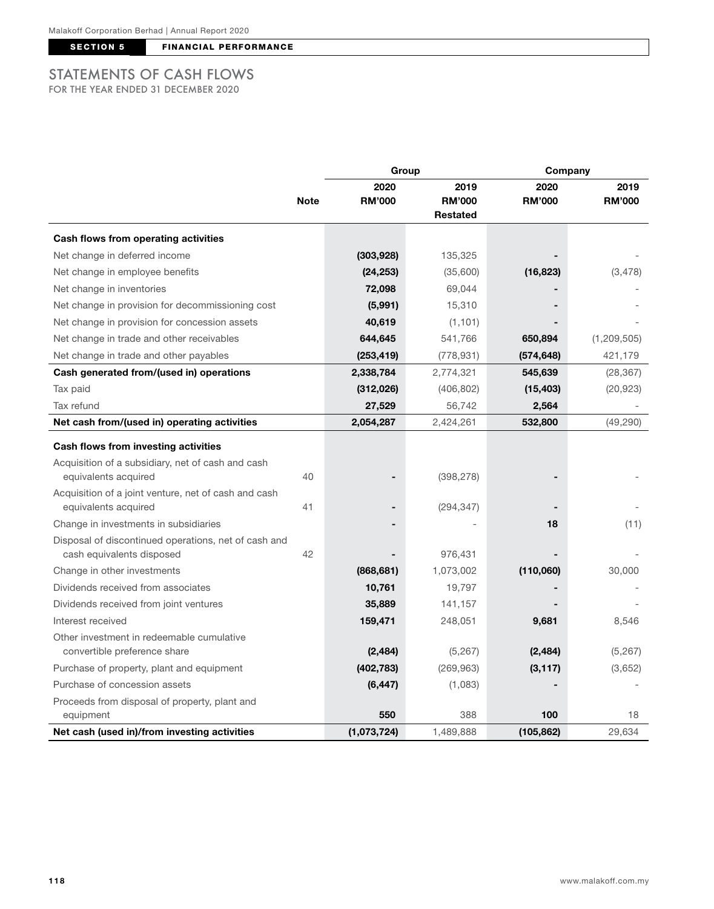# STATEMENTS OF CASH FLOWS

FOR THE YEAR ENDED 31 DECEMBER 2020

| | Note | Group | | Company | |
|---|---|---|---|---|---|
| | | 2020 RM'000 | 2019 RM'000 Restated | 2020 RM'000 | 2019 RM'000 |
| **Cash flows from operating activities** | | | | | |
| Net change in deferred income | | **(303,928)** | 135,325 | **-** | - |
| Net change in employee benefits | | **(24,253)** | (35,600) | **(16,823)** | (3,478) |
| Net change in inventories | | **72,098** | 69,044 | **-** | - |
| Net change in provision for decommissioning cost | | **(5,991)** | 15,310 | **-** | - |
| Net change in provision for concession assets | | **40,619** | (1,101) | **-** | - |
| Net change in trade and other receivables | | **644,645** | 541,766 | **650,894** | (1,209,505) |
| Net change in trade and other payables | | **(253,419)** | (778,931) | **(574,648)** | 421,179 |
| **Cash generated from/(used in) operations** | | **2,338,784** | 2,774,321 | **545,639** | (28,367) |
| Tax paid | | **(312,026)** | (406,802) | **(15,403)** | (20,923) |
| Tax refund | | **27,529** | 56,742 | **2,564** | - |
| **Net cash from/(used in) operating activities** | | **2,054,287** | 2,424,261 | **532,800** | (49,290) |
| **Cash flows from investing activities** | | | | | |
| Acquisition of a subsidiary, net of cash and cash equivalents acquired | 40 | **-** | (398,278) | **-** | - |
| Acquisition of a joint venture, net of cash and cash equivalents acquired | 41 | **-** | (294,347) | **-** | - |
| Change in investments in subsidiaries | | **-** | - | **18** | (11) |
| Disposal of discontinued operations, net of cash and cash equivalents disposed | 42 | **-** | 976,431 | **-** | - |
| Change in other investments | | **(868,681)** | 1,073,002 | **(110,060)** | 30,000 |
| Dividends received from associates | | **10,761** | 19,797 | **-** | - |
| Dividends received from joint ventures | | **35,889** | 141,157 | **-** | - |
| Interest received | | **159,471** | 248,051 | **9,681** | 8,546 |
| Other investment in redeemable cumulative convertible preference share | | **(2,484)** | (5,267) | **(2,484)** | (5,267) |
| Purchase of property, plant and equipment | | **(402,783)** | (269,963) | **(3,117)** | (3,652) |
| Purchase of concession assets | | **(6,447)** | (1,083) | **-** | - |
| Proceeds from disposal of property, plant and equipment | | **550** | 388 | **100** | 18 |
| **Net cash (used in)/from investing activities** | | **(1,073,724)** | 1,489,888 | **(105,862)** | 29,634 |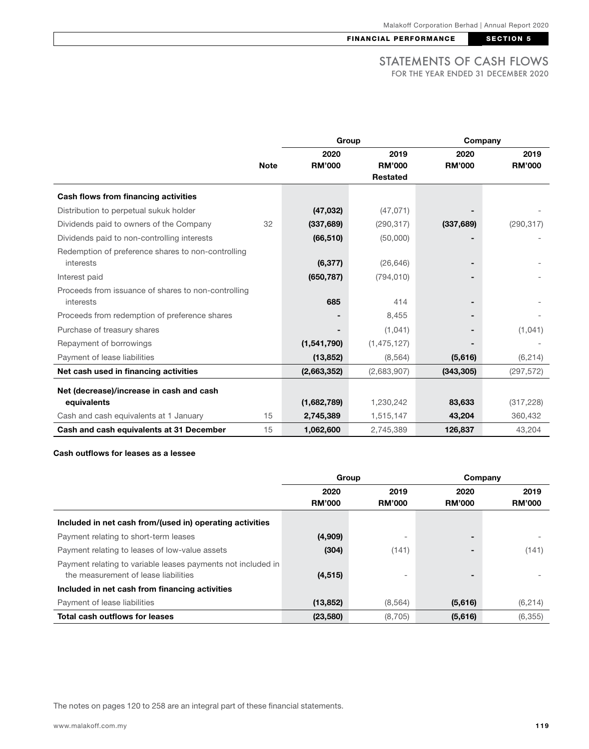# STATEMENTS OF CASH FLOWS

FOR THE YEAR ENDED 31 DECEMBER 2020

| | Note | Group 2020 RM'000 | Group 2019 RM'000 Restated | Company 2020 RM'000 | Company 2019 RM'000 |
|---|---|---|---|---|---|
| **Cash flows from financing activities** | | | | | |
| Distribution to perpetual sukuk holder | | **(47,032)** | (47,071) | **-** | - |
| Dividends paid to owners of the Company | 32 | **(337,689)** | (290,317) | **(337,689)** | (290,317) |
| Dividends paid to non-controlling interests | | **(66,510)** | (50,000) | **-** | - |
| Redemption of preference shares to non-controlling interests | | **(6,377)** | (26,646) | **-** | - |
| Interest paid | | **(650,787)** | (794,010) | **-** | - |
| Proceeds from issuance of shares to non-controlling interests | | **685** | 414 | **-** | - |
| Proceeds from redemption of preference shares | | **-** | 8,455 | **-** | - |
| Purchase of treasury shares | | **-** | (1,041) | **-** | (1,041) |
| Repayment of borrowings | | **(1,541,790)** | (1,475,127) | **-** | - |
| Payment of lease liabilities | | **(13,852)** | (8,564) | **(5,616)** | (6,214) |
| **Net cash used in financing activities** | | **(2,663,352)** | (2,683,907) | **(343,305)** | (297,572) |
| **Net (decrease)/increase in cash and cash equivalents** | | **(1,682,789)** | 1,230,242 | **83,633** | (317,228) |
| Cash and cash equivalents at 1 January | 15 | **2,745,389** | 1,515,147 | **43,204** | 360,432 |
| **Cash and cash equivalents at 31 December** | 15 | **1,062,600** | 2,745,389 | **126,837** | 43,204 |

**Cash outflows for leases as a lessee**

| | Group 2020 RM'000 | Group 2019 RM'000 | Company 2020 RM'000 | Company 2019 RM'000 |
|---|---|---|---|---|
| **Included in net cash from/(used in) operating activities** | | | | |
| Payment relating to short-term leases | **(4,909)** | - | **-** | - |
| Payment relating to leases of low-value assets | **(304)** | (141) | **-** | (141) |
| Payment relating to variable leases payments not included in the measurement of lease liabilities | **(4,515)** | - | **-** | - |
| **Included in net cash from financing activities** | | | | |
| Payment of lease liabilities | **(13,852)** | (8,564) | **(5,616)** | (6,214) |
| **Total cash outflows for leases** | **(23,580)** | (8,705) | **(5,616)** | (6,355) |

The notes on pages 120 to 258 are an integral part of these financial statements.